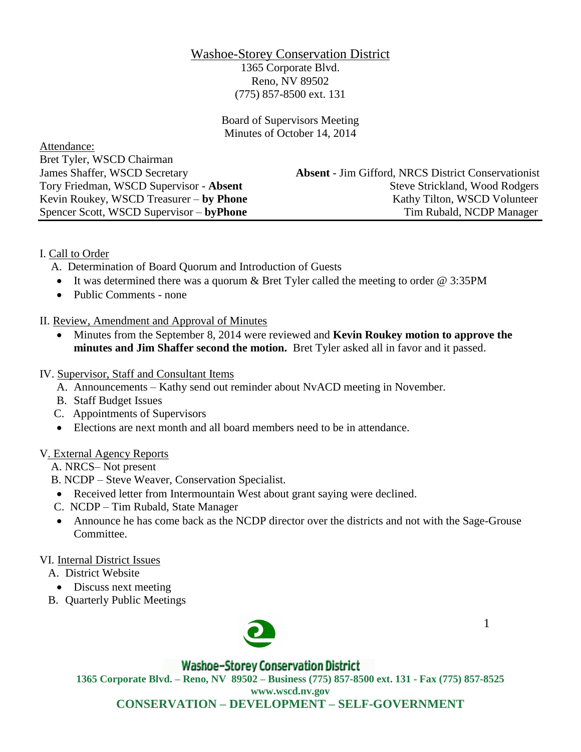Washoe-Storey Conservation District
1365 Corporate Blvd.
Reno, NV 89502
(775) 857-8500 ext. 131

Board of Supervisors Meeting
Minutes of October 14, 2014

Attendance:
Bret Tyler, WSCD Chairman
James Shaffer, WSCD Secretary
Tory Friedman, WSCD Supervisor - **Absent**
Kevin Roukey, WSCD Treasurer – **by Phone**
Spencer Scott, WSCD Supervisor – **byPhone**

**Absent** - Jim Gifford, NRCS District Conservationist
Steve Strickland, Wood Rodgers
Kathy Tilton, WSCD Volunteer
Tim Rubald, NCDP Manager

---

I. Call to Order

A. Determination of Board Quorum and Introduction of Guests

- It was determined there was a quorum & Bret Tyler called the meeting to order @ 3:35PM
- Public Comments - none

II. Review, Amendment and Approval of Minutes

- Minutes from the September 8, 2014 were reviewed and **Kevin Roukey motion to approve the minutes and Jim Shaffer second the motion.** Bret Tyler asked all in favor and it passed.

IV. Supervisor, Staff and Consultant Items

A. Announcements – Kathy send out reminder about NvACD meeting in November.

B. Staff Budget Issues

C. Appointments of Supervisors

- Elections are next month and all board members need to be in attendance.

V. External Agency Reports

A. NRCS– Not present

B. NCDP – Steve Weaver, Conservation Specialist.

- Received letter from Intermountain West about grant saying were declined.

C. NCDP – Tim Rubald, State Manager

- Announce he has come back as the NCDP director over the districts and not with the Sage-Grouse Committee.

VI. Internal District Issues

A. District Website

- Discuss next meeting

B. Quarterly Public Meetings

Washoe-Storey Conservation District
1365 Corporate Blvd. – Reno, NV 89502 – Business (775) 857-8500 ext. 131 - Fax (775) 857-8525
www.wscd.nv.gov
CONSERVATION – DEVELOPMENT – SELF-GOVERNMENT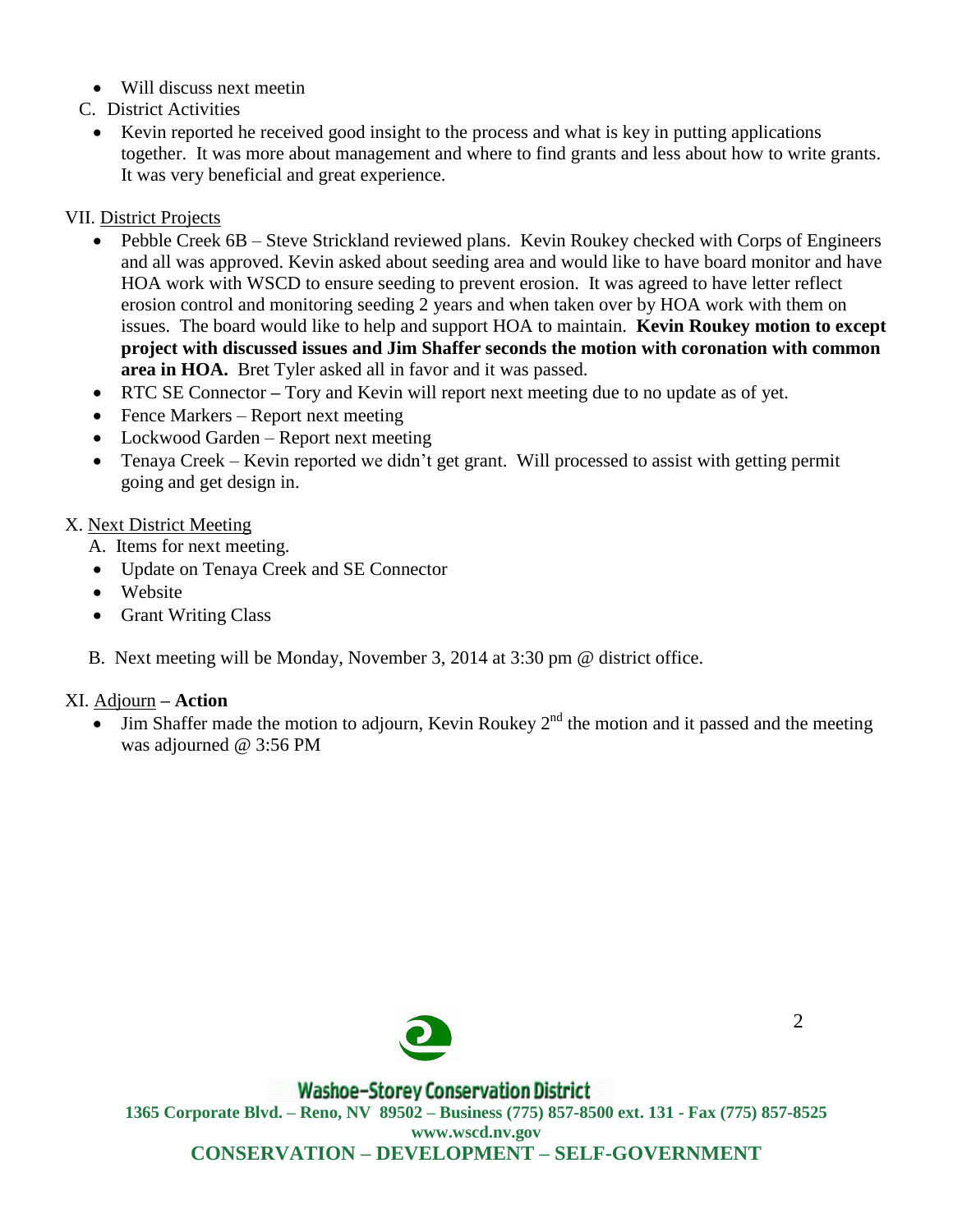- Will discuss next meetin

C. District Activities

- Kevin reported he received good insight to the process and what is key in putting applications together. It was more about management and where to find grants and less about how to write grants. It was very beneficial and great experience.

VII. District Projects

- Pebble Creek 6B – Steve Strickland reviewed plans. Kevin Roukey checked with Corps of Engineers and all was approved. Kevin asked about seeding area and would like to have board monitor and have HOA work with WSCD to ensure seeding to prevent erosion. It was agreed to have letter reflect erosion control and monitoring seeding 2 years and when taken over by HOA work with them on issues. The board would like to help and support HOA to maintain. **Kevin Roukey motion to except project with discussed issues and Jim Shaffer seconds the motion with coronation with common area in HOA.** Bret Tyler asked all in favor and it was passed.
- RTC SE Connector **–** Tory and Kevin will report next meeting due to no update as of yet.
- Fence Markers – Report next meeting
- Lockwood Garden – Report next meeting
- Tenaya Creek – Kevin reported we didn't get grant. Will processed to assist with getting permit going and get design in.

X. Next District Meeting

A. Items for next meeting.

- Update on Tenaya Creek and SE Connector
- Website
- Grant Writing Class

B. Next meeting will be Monday, November 3, 2014 at 3:30 pm @ district office.

XI. Adjourn **– Action**

- Jim Shaffer made the motion to adjourn, Kevin Roukey 2nd the motion and it passed and the meeting was adjourned @ 3:56 PM

**Washoe-Storey Conservation District**

**1365 Corporate Blvd. – Reno, NV 89502 – Business (775) 857-8500 ext. 131 - Fax (775) 857-8525**

**www.wscd.nv.gov**

**CONSERVATION – DEVELOPMENT – SELF-GOVERNMENT**